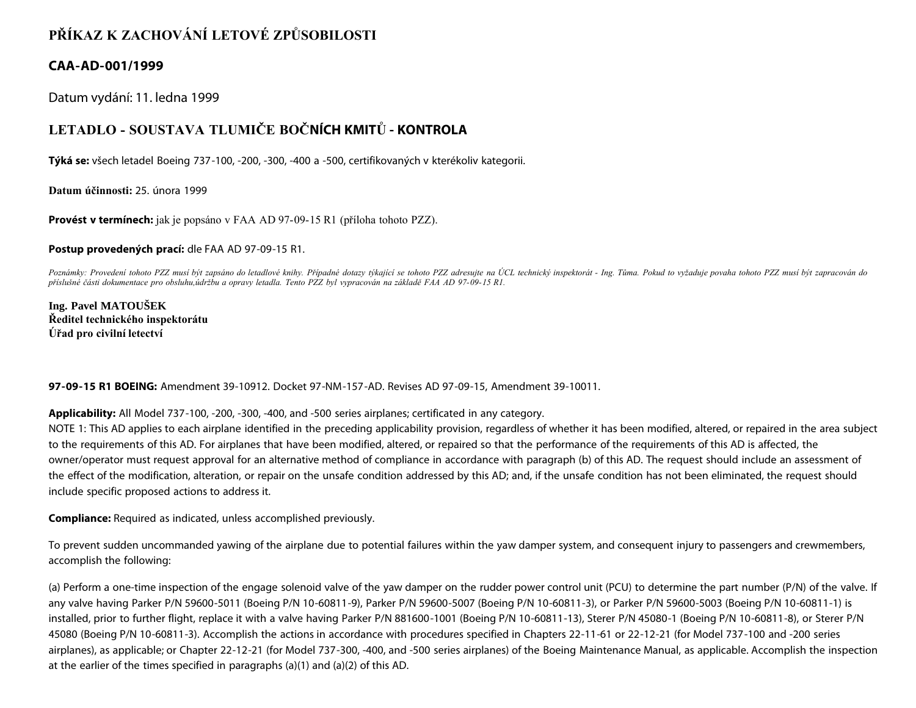# PŘÍKAZ K ZACHOVÁNÍ LETOVÉ ZPŮSOBILOSTI

## CAA-AD-001/1999

Datum vydání: 11. ledna 1999

## LETADLO - SOUSTAVA TLUMIČE BOČNÍCH KMITŮ - KONTROLA

**Týká se:** všech letadel Boeing 737-100, -200, -300, -400 a -500, certifikovaných v kterékoliv kategorii.

**Datum účinnosti:** 25. února 1999

**Provést v termínech:** jak je popsáno v FAA AD 97-09-15 R1 (příloha tohoto PZZ).

**Postup provedených prací:** dle FAA AD 97-09-15 R1.

*Poznámky: Provedení tohoto PZZ musí být zapsáno do letadlové knihy. Případné dotazy týkající se tohoto PZZ adresujte na ÚCL technický inspektorát - Ing. Tůma. Pokud to vyžaduje povaha tohoto PZZ musí být zapracován do příslušné části dokumentace pro obsluhu,údržbu a opravy letadla. Tento PZZ byl vypracován na základě FAA AD 97-09-15 R1.*

**Ing. Pavel MATOUŠEK**
**Ředitel technického inspektorátu**
**Úřad pro civilní letectví**

**97-09-15 R1 BOEING:** Amendment 39-10912. Docket 97-NM-157-AD. Revises AD 97-09-15, Amendment 39-10011.

**Applicability:** All Model 737-100, -200, -300, -400, and -500 series airplanes; certificated in any category.
NOTE 1: This AD applies to each airplane identified in the preceding applicability provision, regardless of whether it has been modified, altered, or repaired in the area subject to the requirements of this AD. For airplanes that have been modified, altered, or repaired so that the performance of the requirements of this AD is affected, the owner/operator must request approval for an alternative method of compliance in accordance with paragraph (b) of this AD. The request should include an assessment of the effect of the modification, alteration, or repair on the unsafe condition addressed by this AD; and, if the unsafe condition has not been eliminated, the request should include specific proposed actions to address it.

**Compliance:** Required as indicated, unless accomplished previously.

To prevent sudden uncommanded yawing of the airplane due to potential failures within the yaw damper system, and consequent injury to passengers and crewmembers, accomplish the following:

(a) Perform a one-time inspection of the engage solenoid valve of the yaw damper on the rudder power control unit (PCU) to determine the part number (P/N) of the valve. If any valve having Parker P/N 59600-5011 (Boeing P/N 10-60811-9), Parker P/N 59600-5007 (Boeing P/N 10-60811-3), or Parker P/N 59600-5003 (Boeing P/N 10-60811-1) is installed, prior to further flight, replace it with a valve having Parker P/N 881600-1001 (Boeing P/N 10-60811-13), Sterer P/N 45080-1 (Boeing P/N 10-60811-8), or Sterer P/N 45080 (Boeing P/N 10-60811-3). Accomplish the actions in accordance with procedures specified in Chapters 22-11-61 or 22-12-21 (for Model 737-100 and -200 series airplanes), as applicable; or Chapter 22-12-21 (for Model 737-300, -400, and -500 series airplanes) of the Boeing Maintenance Manual, as applicable. Accomplish the inspection at the earlier of the times specified in paragraphs (a)(1) and (a)(2) of this AD.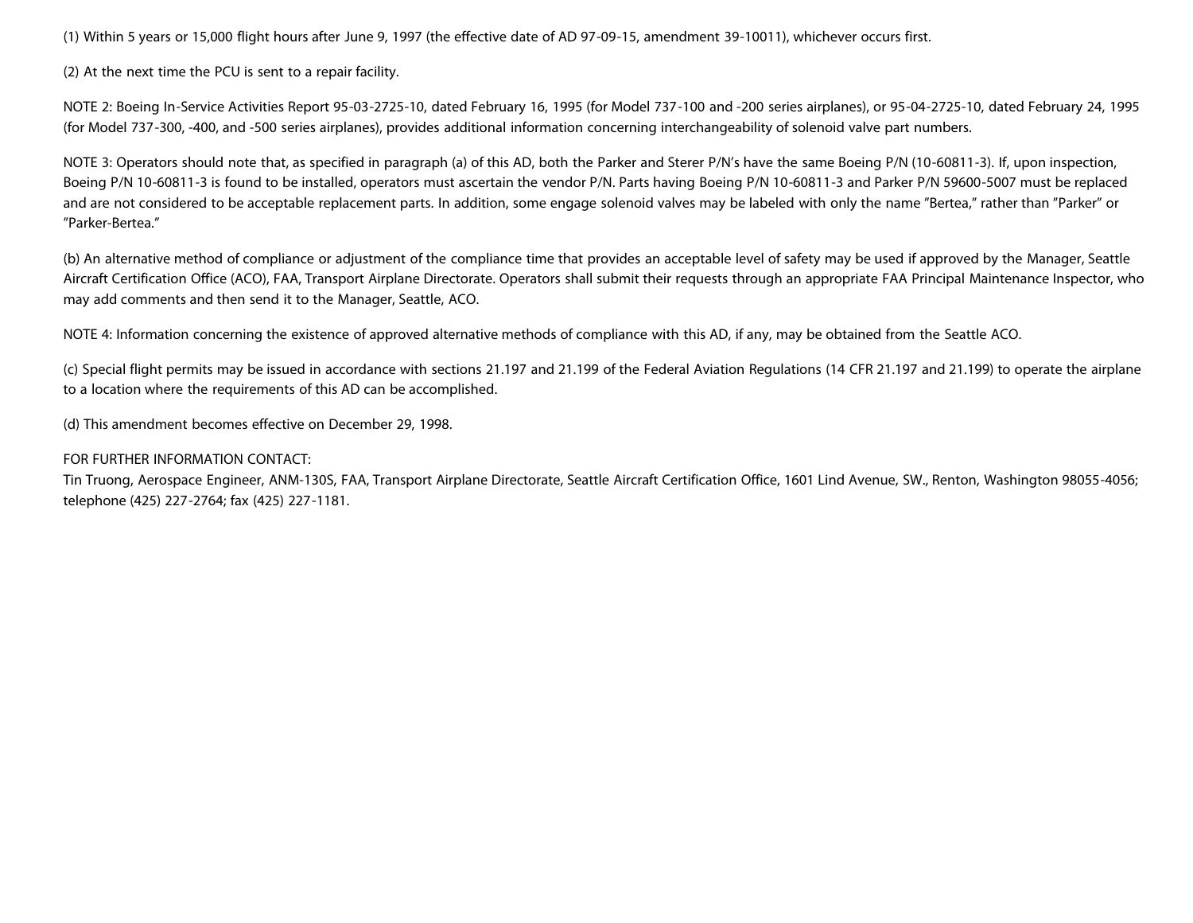(1) Within 5 years or 15,000 flight hours after June 9, 1997 (the effective date of AD 97-09-15, amendment 39-10011), whichever occurs first.

(2) At the next time the PCU is sent to a repair facility.

NOTE 2: Boeing In-Service Activities Report 95-03-2725-10, dated February 16, 1995 (for Model 737-100 and -200 series airplanes), or 95-04-2725-10, dated February 24, 1995 (for Model 737-300, -400, and -500 series airplanes), provides additional information concerning interchangeability of solenoid valve part numbers.

NOTE 3: Operators should note that, as specified in paragraph (a) of this AD, both the Parker and Sterer P/N's have the same Boeing P/N (10-60811-3). If, upon inspection, Boeing P/N 10-60811-3 is found to be installed, operators must ascertain the vendor P/N. Parts having Boeing P/N 10-60811-3 and Parker P/N 59600-5007 must be replaced and are not considered to be acceptable replacement parts. In addition, some engage solenoid valves may be labeled with only the name "Bertea," rather than "Parker" or "Parker-Bertea."

(b) An alternative method of compliance or adjustment of the compliance time that provides an acceptable level of safety may be used if approved by the Manager, Seattle Aircraft Certification Office (ACO), FAA, Transport Airplane Directorate. Operators shall submit their requests through an appropriate FAA Principal Maintenance Inspector, who may add comments and then send it to the Manager, Seattle, ACO.

NOTE 4: Information concerning the existence of approved alternative methods of compliance with this AD, if any, may be obtained from the Seattle ACO.

(c) Special flight permits may be issued in accordance with sections 21.197 and 21.199 of the Federal Aviation Regulations (14 CFR 21.197 and 21.199) to operate the airplane to a location where the requirements of this AD can be accomplished.

(d) This amendment becomes effective on December 29, 1998.

FOR FURTHER INFORMATION CONTACT:
Tin Truong, Aerospace Engineer, ANM-130S, FAA, Transport Airplane Directorate, Seattle Aircraft Certification Office, 1601 Lind Avenue, SW., Renton, Washington 98055-4056; telephone (425) 227-2764; fax (425) 227-1181.